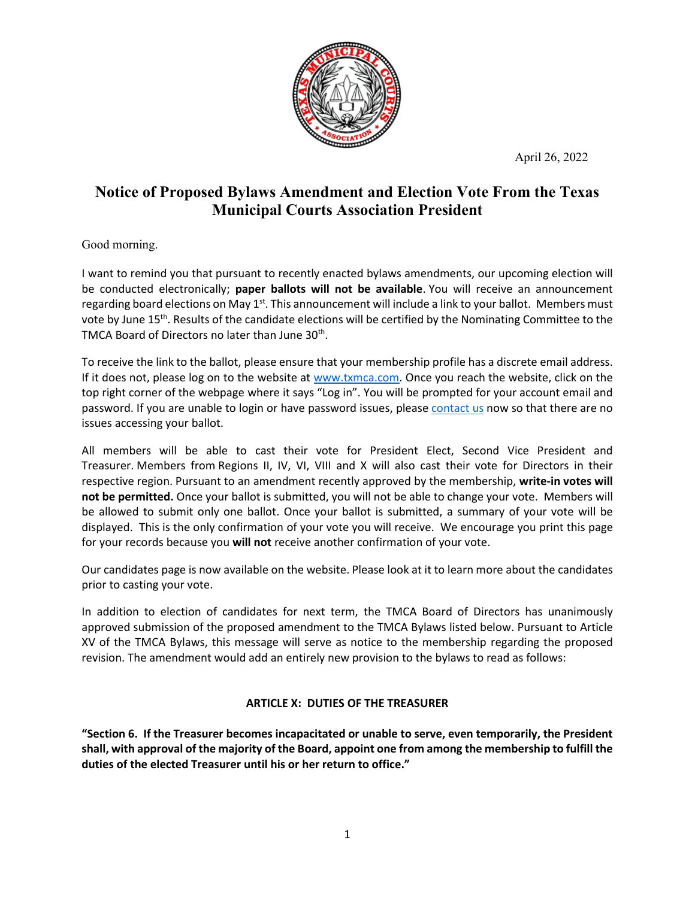April 26, 2022

# Notice of Proposed Bylaws Amendment and Election Vote From the Texas Municipal Courts Association President

Good morning.

I want to remind you that pursuant to recently enacted bylaws amendments, our upcoming election will be conducted electronically; **paper ballots will not be available**. You will receive an announcement regarding board elections on May 1st. This announcement will include a link to your ballot. Members must vote by June 15th. Results of the candidate elections will be certified by the Nominating Committee to the TMCA Board of Directors no later than June 30th.

To receive the link to the ballot, please ensure that your membership profile has a discrete email address. If it does not, please log on to the website at www.txmca.com. Once you reach the website, click on the top right corner of the webpage where it says "Log in". You will be prompted for your account email and password. If you are unable to login or have password issues, please contact us now so that there are no issues accessing your ballot.

All members will be able to cast their vote for President Elect, Second Vice President and Treasurer. Members from Regions II, IV, VI, VIII and X will also cast their vote for Directors in their respective region. Pursuant to an amendment recently approved by the membership, **write-in votes will not be permitted.** Once your ballot is submitted, you will not be able to change your vote. Members will be allowed to submit only one ballot. Once your ballot is submitted, a summary of your vote will be displayed. This is the only confirmation of your vote you will receive. We encourage you print this page for your records because you **will not** receive another confirmation of your vote.

Our candidates page is now available on the website. Please look at it to learn more about the candidates prior to casting your vote.

In addition to election of candidates for next term, the TMCA Board of Directors has unanimously approved submission of the proposed amendment to the TMCA Bylaws listed below. Pursuant to Article XV of the TMCA Bylaws, this message will serve as notice to the membership regarding the proposed revision. The amendment would add an entirely new provision to the bylaws to read as follows:

**ARTICLE X: DUTIES OF THE TREASURER**

**"Section 6. If the Treasurer becomes incapacitated or unable to serve, even temporarily, the President shall, with approval of the majority of the Board, appoint one from among the membership to fulfill the duties of the elected Treasurer until his or her return to office."**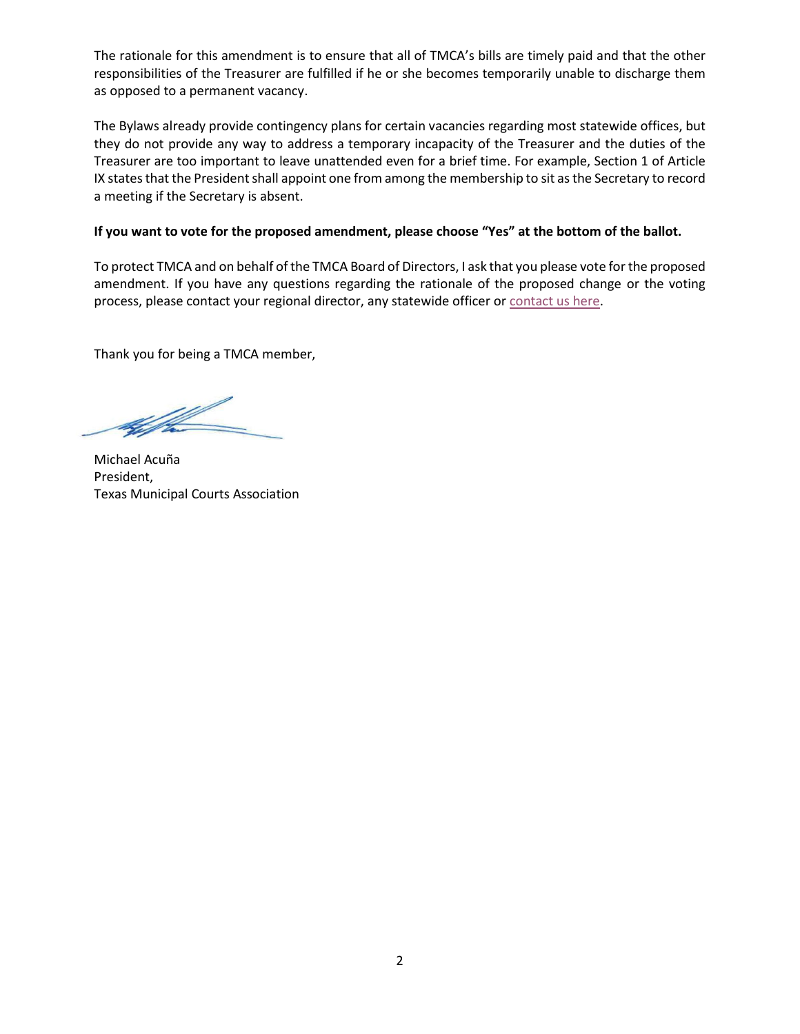The rationale for this amendment is to ensure that all of TMCA's bills are timely paid and that the other responsibilities of the Treasurer are fulfilled if he or she becomes temporarily unable to discharge them as opposed to a permanent vacancy.

The Bylaws already provide contingency plans for certain vacancies regarding most statewide offices, but they do not provide any way to address a temporary incapacity of the Treasurer and the duties of the Treasurer are too important to leave unattended even for a brief time. For example, Section 1 of Article IX states that the President shall appoint one from among the membership to sit as the Secretary to record a meeting if the Secretary is absent.

**If you want to vote for the proposed amendment, please choose "Yes" at the bottom of the ballot.**

To protect TMCA and on behalf of the TMCA Board of Directors, I ask that you please vote for the proposed amendment. If you have any questions regarding the rationale of the proposed change or the voting process, please contact your regional director, any statewide officer or contact us here.

Thank you for being a TMCA member,

Michael Acuña
President,
Texas Municipal Courts Association